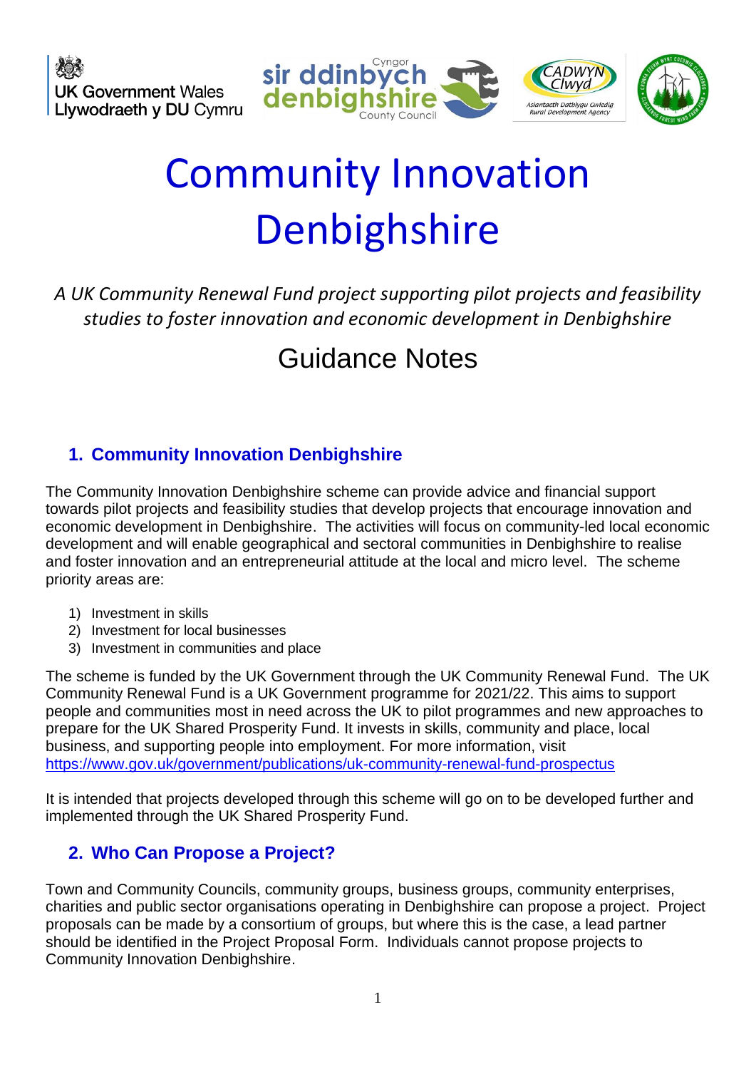# Community Innovation Denbighshire

*A UK Community Renewal Fund project supporting pilot projects and feasibility studies to foster innovation and economic development in Denbighshire*

Guidance Notes

## 1. Community Innovation Denbighshire

The Community Innovation Denbighshire scheme can provide advice and financial support towards pilot projects and feasibility studies that develop projects that encourage innovation and economic development in Denbighshire. The activities will focus on community-led local economic development and will enable geographical and sectoral communities in Denbighshire to realise and foster innovation and an entrepreneurial attitude at the local and micro level. The scheme priority areas are:

1) Investment in skills
2) Investment for local businesses
3) Investment in communities and place

The scheme is funded by the UK Government through the UK Community Renewal Fund. The UK Community Renewal Fund is a UK Government programme for 2021/22. This aims to support people and communities most in need across the UK to pilot programmes and new approaches to prepare for the UK Shared Prosperity Fund. It invests in skills, community and place, local business, and supporting people into employment. For more information, visit https://www.gov.uk/government/publications/uk-community-renewal-fund-prospectus

It is intended that projects developed through this scheme will go on to be developed further and implemented through the UK Shared Prosperity Fund.

## 2. Who Can Propose a Project?

Town and Community Councils, community groups, business groups, community enterprises, charities and public sector organisations operating in Denbighshire can propose a project. Project proposals can be made by a consortium of groups, but where this is the case, a lead partner should be identified in the Project Proposal Form. Individuals cannot propose projects to Community Innovation Denbighshire.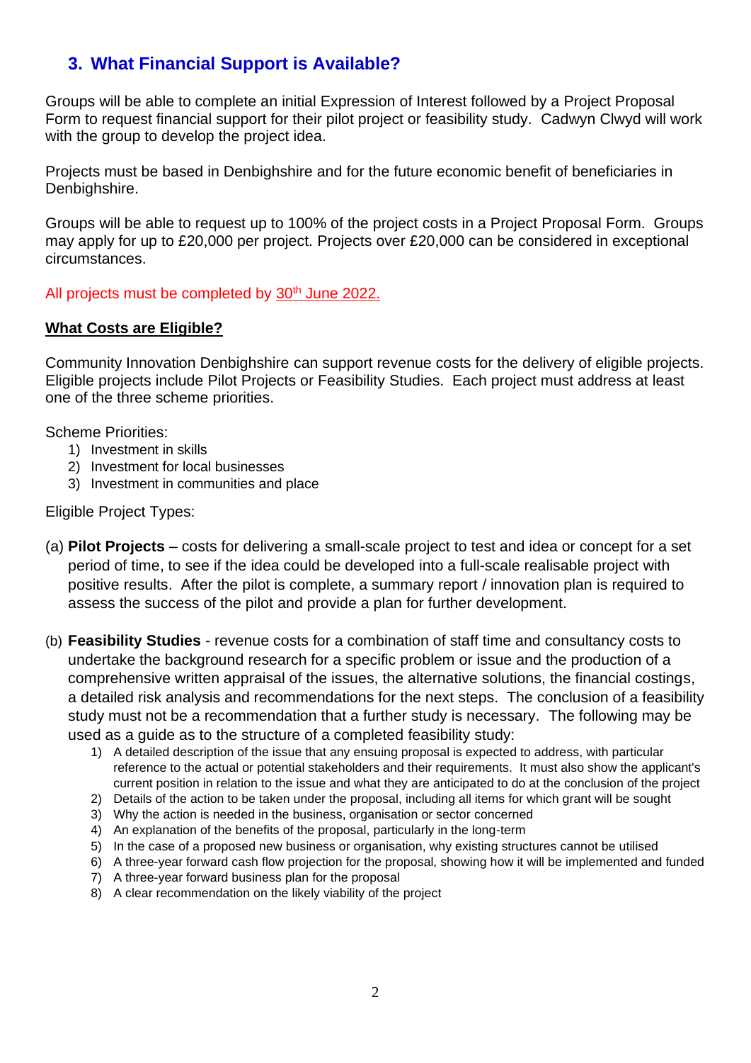## 3. What Financial Support is Available?

Groups will be able to complete an initial Expression of Interest followed by a Project Proposal Form to request financial support for their pilot project or feasibility study. Cadwyn Clwyd will work with the group to develop the project idea.

Projects must be based in Denbighshire and for the future economic benefit of beneficiaries in Denbighshire.

Groups will be able to request up to 100% of the project costs in a Project Proposal Form. Groups may apply for up to £20,000 per project. Projects over £20,000 can be considered in exceptional circumstances.

All projects must be completed by 30th June 2022.

### What Costs are Eligible?

Community Innovation Denbighshire can support revenue costs for the delivery of eligible projects. Eligible projects include Pilot Projects or Feasibility Studies. Each project must address at least one of the three scheme priorities.

Scheme Priorities:

1) Investment in skills
2) Investment for local businesses
3) Investment in communities and place

Eligible Project Types:

(a) **Pilot Projects** – costs for delivering a small-scale project to test and idea or concept for a set period of time, to see if the idea could be developed into a full-scale realisable project with positive results. After the pilot is complete, a summary report / innovation plan is required to assess the success of the pilot and provide a plan for further development.

(b) **Feasibility Studies** - revenue costs for a combination of staff time and consultancy costs to undertake the background research for a specific problem or issue and the production of a comprehensive written appraisal of the issues, the alternative solutions, the financial costings, a detailed risk analysis and recommendations for the next steps. The conclusion of a feasibility study must not be a recommendation that a further study is necessary. The following may be used as a guide as to the structure of a completed feasibility study:

1) A detailed description of the issue that any ensuing proposal is expected to address, with particular reference to the actual or potential stakeholders and their requirements. It must also show the applicant's current position in relation to the issue and what they are anticipated to do at the conclusion of the project
2) Details of the action to be taken under the proposal, including all items for which grant will be sought
3) Why the action is needed in the business, organisation or sector concerned
4) An explanation of the benefits of the proposal, particularly in the long-term
5) In the case of a proposed new business or organisation, why existing structures cannot be utilised
6) A three-year forward cash flow projection for the proposal, showing how it will be implemented and funded
7) A three-year forward business plan for the proposal
8) A clear recommendation on the likely viability of the project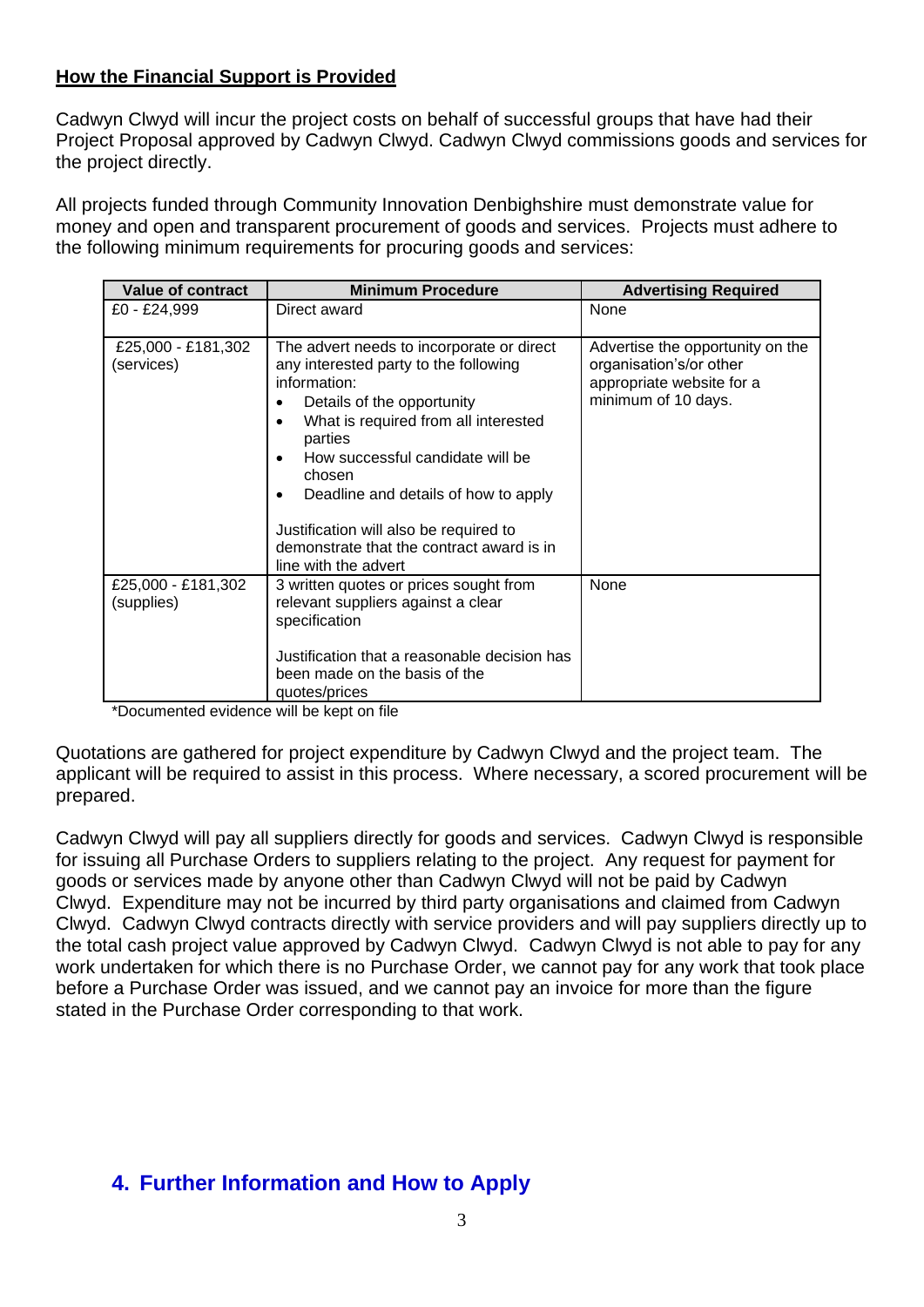**How the Financial Support is Provided**

Cadwyn Clwyd will incur the project costs on behalf of successful groups that have had their Project Proposal approved by Cadwyn Clwyd. Cadwyn Clwyd commissions goods and services for the project directly.

All projects funded through Community Innovation Denbighshire must demonstrate value for money and open and transparent procurement of goods and services. Projects must adhere to the following minimum requirements for procuring goods and services:

| Value of contract | Minimum Procedure | Advertising Required |
|---|---|---|
| £0 - £24,999 | Direct award | None |
| £25,000 - £181,302 (services) | The advert needs to incorporate or direct any interested party to the following information:<br>• Details of the opportunity<br>• What is required from all interested parties<br>• How successful candidate will be chosen<br>• Deadline and details of how to apply<br><br>Justification will also be required to demonstrate that the contract award is in line with the advert | Advertise the opportunity on the organisation's/or other appropriate website for a minimum of 10 days. |
| £25,000 - £181,302 (supplies) | 3 written quotes or prices sought from relevant suppliers against a clear specification<br><br>Justification that a reasonable decision has been made on the basis of the quotes/prices | None |

*Documented evidence will be kept on file

Quotations are gathered for project expenditure by Cadwyn Clwyd and the project team. The applicant will be required to assist in this process. Where necessary, a scored procurement will be prepared.

Cadwyn Clwyd will pay all suppliers directly for goods and services. Cadwyn Clwyd is responsible for issuing all Purchase Orders to suppliers relating to the project. Any request for payment for goods or services made by anyone other than Cadwyn Clwyd will not be paid by Cadwyn Clwyd. Expenditure may not be incurred by third party organisations and claimed from Cadwyn Clwyd. Cadwyn Clwyd contracts directly with service providers and will pay suppliers directly up to the total cash project value approved by Cadwyn Clwyd. Cadwyn Clwyd is not able to pay for any work undertaken for which there is no Purchase Order, we cannot pay for any work that took place before a Purchase Order was issued, and we cannot pay an invoice for more than the figure stated in the Purchase Order corresponding to that work.

## 4. Further Information and How to Apply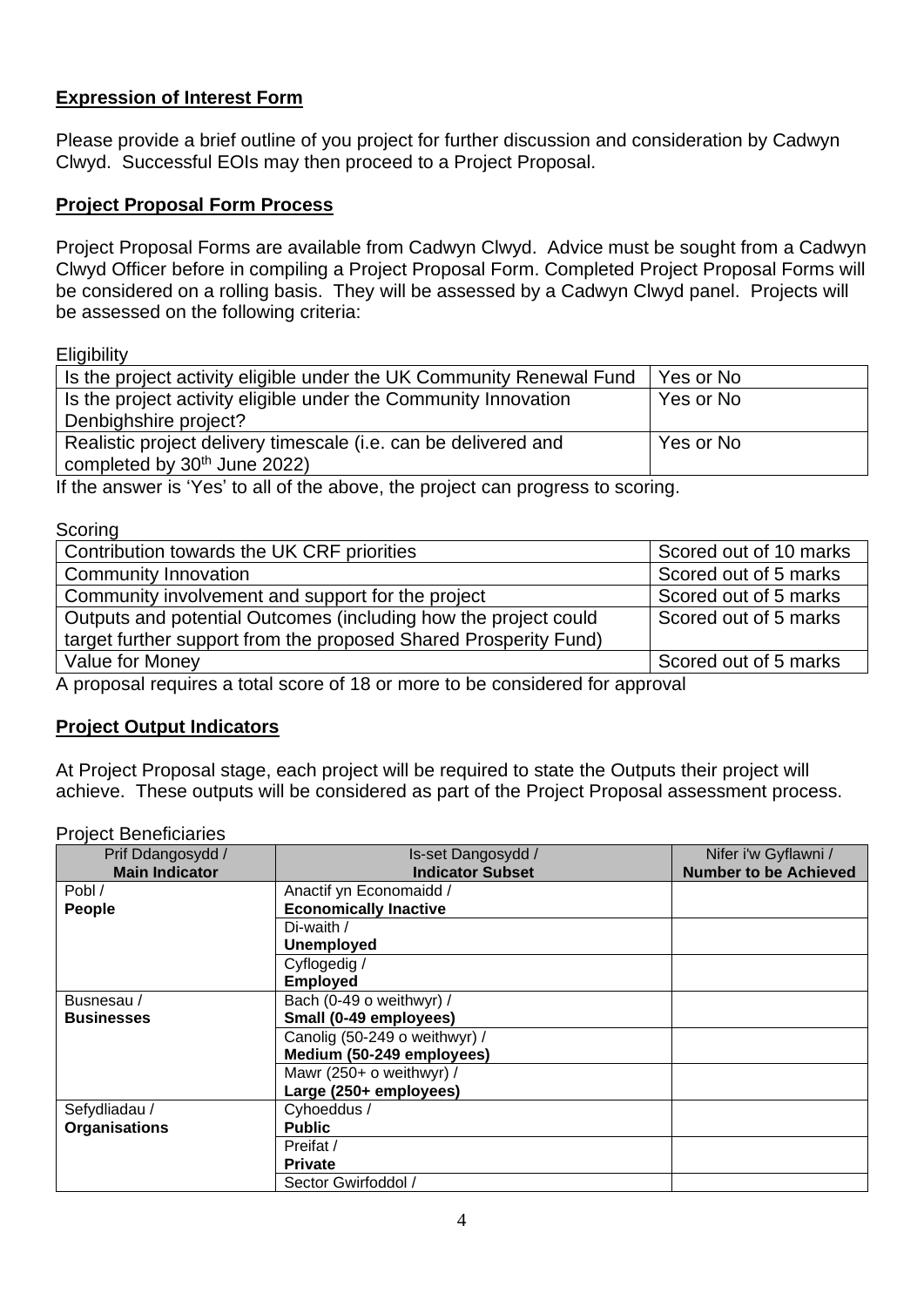**Expression of Interest Form**

Please provide a brief outline of you project for further discussion and consideration by Cadwyn Clwyd. Successful EOIs may then proceed to a Project Proposal.

**Project Proposal Form Process**

Project Proposal Forms are available from Cadwyn Clwyd. Advice must be sought from a Cadwyn Clwyd Officer before in compiling a Project Proposal Form. Completed Project Proposal Forms will be considered on a rolling basis. They will be assessed by a Cadwyn Clwyd panel. Projects will be assessed on the following criteria:

Eligibility

| | |
|---|---|
| Is the project activity eligible under the UK Community Renewal Fund | Yes or No |
| Is the project activity eligible under the Community Innovation Denbighshire project? | Yes or No |
| Realistic project delivery timescale (i.e. can be delivered and completed by 30th June 2022) | Yes or No |

If the answer is 'Yes' to all of the above, the project can progress to scoring.

Scoring

| | |
|---|---|
| Contribution towards the UK CRF priorities | Scored out of 10 marks |
| Community Innovation | Scored out of 5 marks |
| Community involvement and support for the project | Scored out of 5 marks |
| Outputs and potential Outcomes (including how the project could target further support from the proposed Shared Prosperity Fund) | Scored out of 5 marks |
| Value for Money | Scored out of 5 marks |

A proposal requires a total score of 18 or more to be considered for approval

**Project Output Indicators**

At Project Proposal stage, each project will be required to state the Outputs their project will achieve. These outputs will be considered as part of the Project Proposal assessment process.

Project Beneficiaries

| Prif Ddangosydd / **Main Indicator** | Is-set Dangosydd / **Indicator Subset** | Nifer i'w Gyflawni / **Number to be Achieved** |
|---|---|---|
| Pobl / **People** | Anactif yn Economaidd / **Economically Inactive** | |
| | Di-waith / **Unemployed** | |
| | Cyflogedig / **Employed** | |
| Busnesau / **Businesses** | Bach (0-49 o weithwyr) / **Small (0-49 employees)** | |
| | Canolig (50-249 o weithwyr) / **Medium (50-249 employees)** | |
| | Mawr (250+ o weithwyr) / **Large (250+ employees)** | |
| Sefydliadau / **Organisations** | Cyhoeddus / **Public** | |
| | Preifat / **Private** | |
| | Sector Gwirfoddol / | |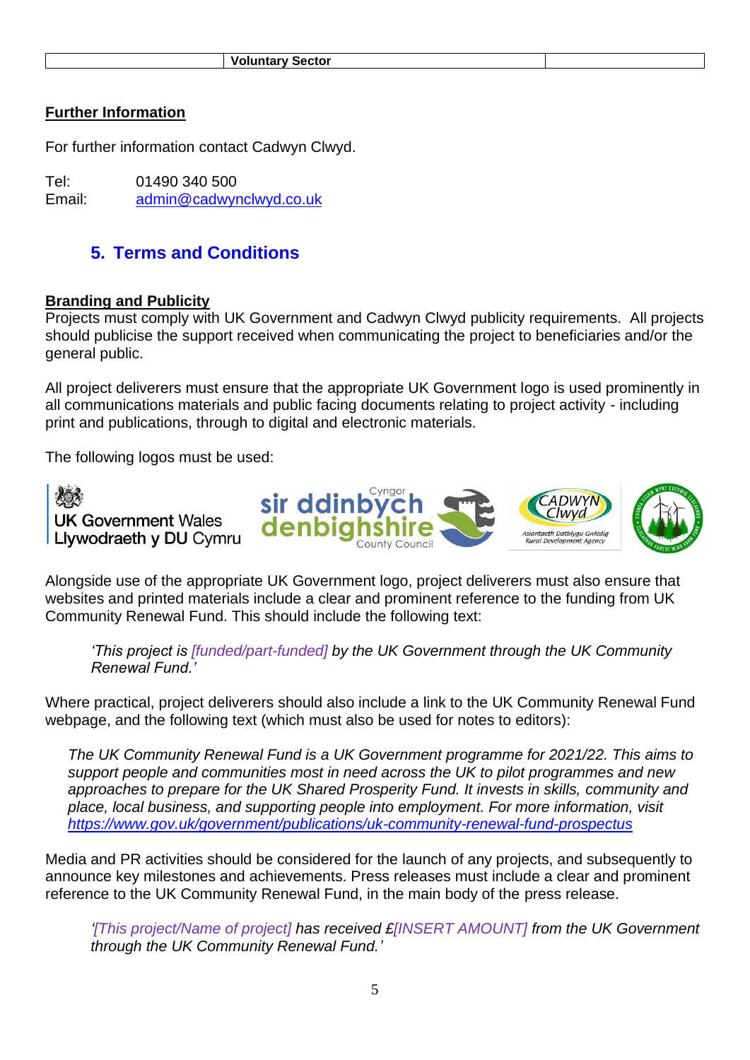|  | Voluntary Sector |  |
|---|---|---|

**Further Information**

For further information contact Cadwyn Clwyd.

Tel: 01490 340 500
Email: admin@cadwynclwyd.co.uk

## 5. Terms and Conditions

**Branding and Publicity**

Projects must comply with UK Government and Cadwyn Clwyd publicity requirements. All projects should publicise the support received when communicating the project to beneficiaries and/or the general public.

All project deliverers must ensure that the appropriate UK Government logo is used prominently in all communications materials and public facing documents relating to project activity - including print and publications, through to digital and electronic materials.

The following logos must be used:

UK Government Wales
Llywodraeth y DU Cymru

Cyngor sir ddinbych denbighshire County Council

CADWYN Clwyd Asiantaeth Datblygu Gwledig Rural Development Agency

Alongside use of the appropriate UK Government logo, project deliverers must also ensure that websites and printed materials include a clear and prominent reference to the funding from UK Community Renewal Fund. This should include the following text:

> *'This project is [funded/part-funded] by the UK Government through the UK Community Renewal Fund.'*

Where practical, project deliverers should also include a link to the UK Community Renewal Fund webpage, and the following text (which must also be used for notes to editors):

> *The UK Community Renewal Fund is a UK Government programme for 2021/22. This aims to support people and communities most in need across the UK to pilot programmes and new approaches to prepare for the UK Shared Prosperity Fund. It invests in skills, community and place, local business, and supporting people into employment. For more information, visit https://www.gov.uk/government/publications/uk-community-renewal-fund-prospectus*

Media and PR activities should be considered for the launch of any projects, and subsequently to announce key milestones and achievements. Press releases must include a clear and prominent reference to the UK Community Renewal Fund, in the main body of the press release.

> *'[This project/Name of project] has received £[INSERT AMOUNT] from the UK Government through the UK Community Renewal Fund.'*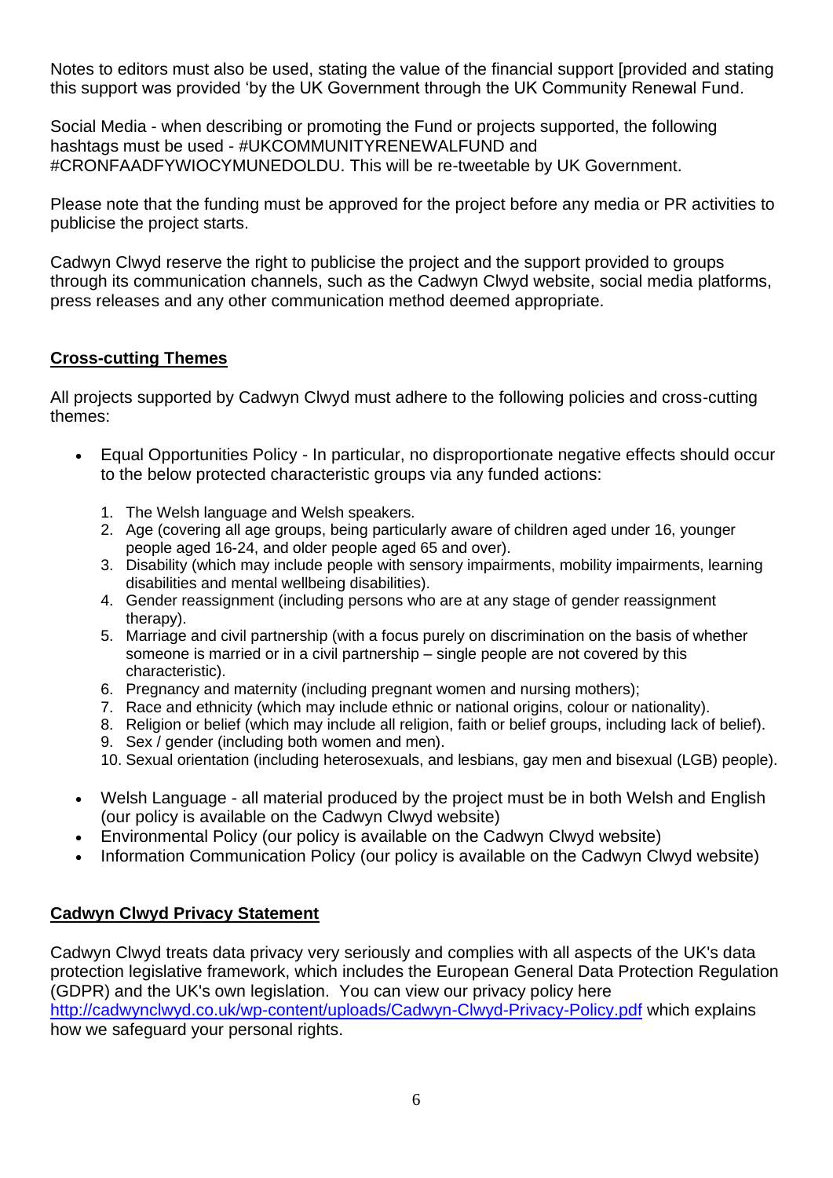Notes to editors must also be used, stating the value of the financial support [provided and stating this support was provided 'by the UK Government through the UK Community Renewal Fund.

Social Media - when describing or promoting the Fund or projects supported, the following hashtags must be used - #UKCOMMUNITYRENEWALFUND and #CRONFAADFYWIOCYMUNEDOLDU. This will be re-tweetable by UK Government.

Please note that the funding must be approved for the project before any media or PR activities to publicise the project starts.

Cadwyn Clwyd reserve the right to publicise the project and the support provided to groups through its communication channels, such as the Cadwyn Clwyd website, social media platforms, press releases and any other communication method deemed appropriate.

## Cross-cutting Themes

All projects supported by Cadwyn Clwyd must adhere to the following policies and cross-cutting themes:

- Equal Opportunities Policy - In particular, no disproportionate negative effects should occur to the below protected characteristic groups via any funded actions:
  1. The Welsh language and Welsh speakers.
  2. Age (covering all age groups, being particularly aware of children aged under 16, younger people aged 16-24, and older people aged 65 and over).
  3. Disability (which may include people with sensory impairments, mobility impairments, learning disabilities and mental wellbeing disabilities).
  4. Gender reassignment (including persons who are at any stage of gender reassignment therapy).
  5. Marriage and civil partnership (with a focus purely on discrimination on the basis of whether someone is married or in a civil partnership – single people are not covered by this characteristic).
  6. Pregnancy and maternity (including pregnant women and nursing mothers);
  7. Race and ethnicity (which may include ethnic or national origins, colour or nationality).
  8. Religion or belief (which may include all religion, faith or belief groups, including lack of belief).
  9. Sex / gender (including both women and men).
  10. Sexual orientation (including heterosexuals, and lesbians, gay men and bisexual (LGB) people).
- Welsh Language - all material produced by the project must be in both Welsh and English (our policy is available on the Cadwyn Clwyd website)
- Environmental Policy (our policy is available on the Cadwyn Clwyd website)
- Information Communication Policy (our policy is available on the Cadwyn Clwyd website)

## Cadwyn Clwyd Privacy Statement

Cadwyn Clwyd treats data privacy very seriously and complies with all aspects of the UK's data protection legislative framework, which includes the European General Data Protection Regulation (GDPR) and the UK's own legislation. You can view our privacy policy here http://cadwynclwyd.co.uk/wp-content/uploads/Cadwyn-Clwyd-Privacy-Policy.pdf which explains how we safeguard your personal rights.